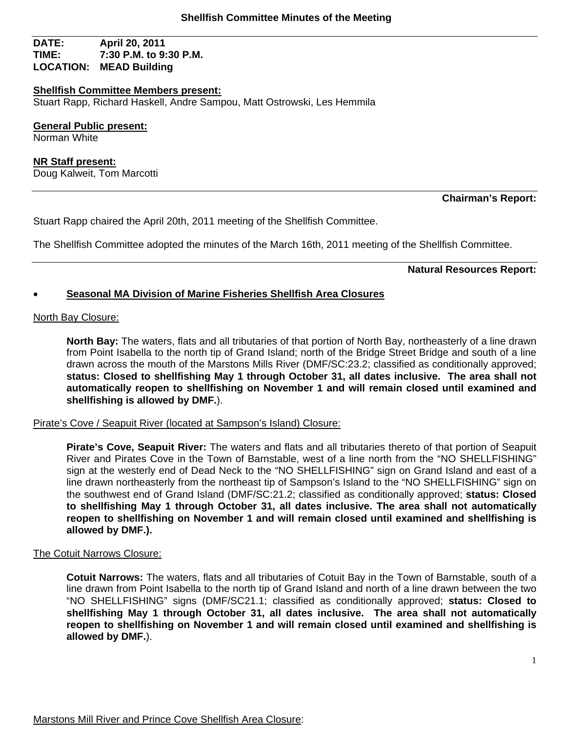# Shellfish Committee Minutes of the Meeting

**DATE:** April 20, 2011
**TIME:** 7:30 P.M. to 9:30 P.M.
**LOCATION:** MEAD Building

**Shellfish Committee Members present:**
Stuart Rapp, Richard Haskell, Andre Sampou, Matt Ostrowski, Les Hemmila

**General Public present:**
Norman White

**NR Staff present:**
Doug Kalweit, Tom Marcotti

---

**Chairman's Report:**

Stuart Rapp chaired the April 20th, 2011 meeting of the Shellfish Committee.

The Shellfish Committee adopted the minutes of the March 16th, 2011 meeting of the Shellfish Committee.

---

**Natural Resources Report:**

- **Seasonal MA Division of Marine Fisheries Shellfish Area Closures**

North Bay Closure:

> **North Bay:** The waters, flats and all tributaries of that portion of North Bay, northeasterly of a line drawn from Point Isabella to the north tip of Grand Island; north of the Bridge Street Bridge and south of a line drawn across the mouth of the Marstons Mills River (DMF/SC:23.2; classified as conditionally approved; **status: Closed to shellfishing May 1 through October 31, all dates inclusive. The area shall not automatically reopen to shellfishing on November 1 and will remain closed until examined and shellfishing is allowed by DMF.**).

Pirate's Cove / Seapuit River (located at Sampson's Island) Closure:

> **Pirate's Cove, Seapuit River:** The waters and flats and all tributaries thereto of that portion of Seapuit River and Pirates Cove in the Town of Barnstable, west of a line north from the "NO SHELLFISHING" sign at the westerly end of Dead Neck to the "NO SHELLFISHING" sign on Grand Island and east of a line drawn northeasterly from the northeast tip of Sampson's Island to the "NO SHELLFISHING" sign on the southwest end of Grand Island (DMF/SC:21.2; classified as conditionally approved; **status: Closed to shellfishing May 1 through October 31, all dates inclusive. The area shall not automatically reopen to shellfishing on November 1 and will remain closed until examined and shellfishing is allowed by DMF.).**

The Cotuit Narrows Closure:

> **Cotuit Narrows:** The waters, flats and all tributaries of Cotuit Bay in the Town of Barnstable, south of a line drawn from Point Isabella to the north tip of Grand Island and north of a line drawn between the two "NO SHELLFISHING" signs (DMF/SC21.1; classified as conditionally approved; **status: Closed to shellfishing May 1 through October 31, all dates inclusive. The area shall not automatically reopen to shellfishing on November 1 and will remain closed until examined and shellfishing is allowed by DMF.**).

Marstons Mill River and Prince Cove Shellfish Area Closure: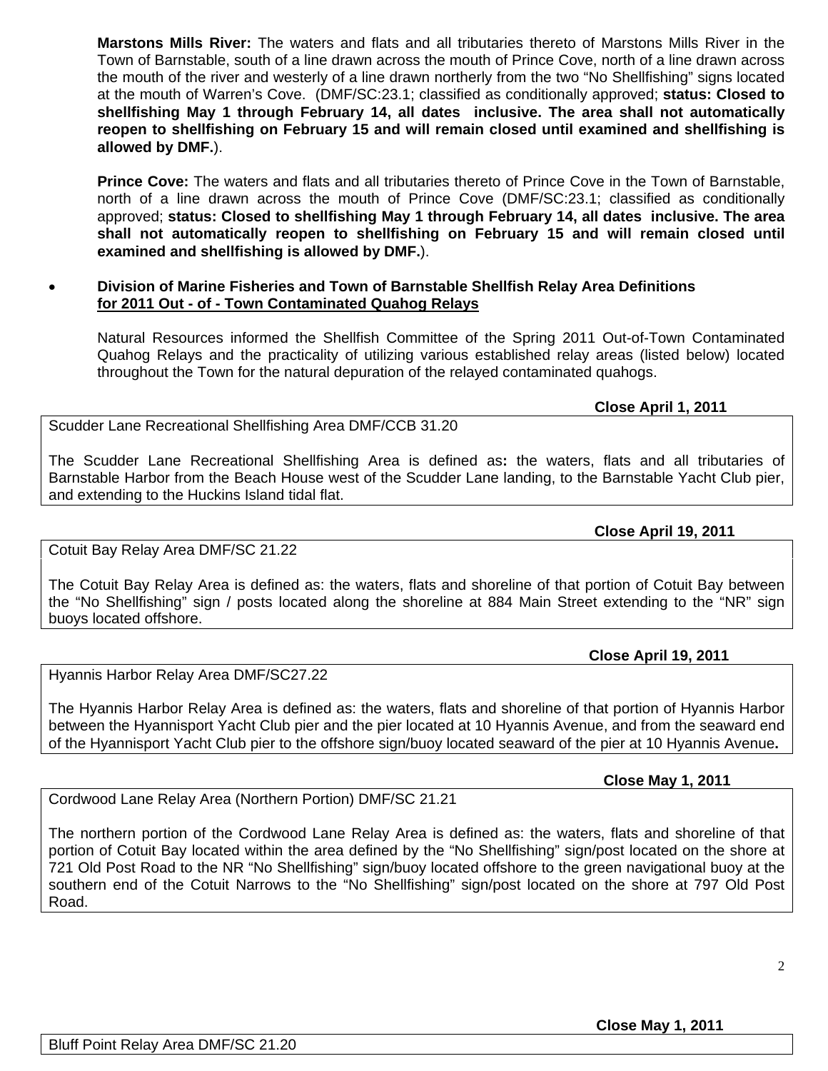**Marstons Mills River:** The waters and flats and all tributaries thereto of Marstons Mills River in the Town of Barnstable, south of a line drawn across the mouth of Prince Cove, north of a line drawn across the mouth of the river and westerly of a line drawn northerly from the two "No Shellfishing" signs located at the mouth of Warren's Cove. (DMF/SC:23.1; classified as conditionally approved; **status: Closed to shellfishing May 1 through February 14, all dates inclusive. The area shall not automatically reopen to shellfishing on February 15 and will remain closed until examined and shellfishing is allowed by DMF.**).

**Prince Cove:** The waters and flats and all tributaries thereto of Prince Cove in the Town of Barnstable, north of a line drawn across the mouth of Prince Cove (DMF/SC:23.1; classified as conditionally approved; **status: Closed to shellfishing May 1 through February 14, all dates inclusive. The area shall not automatically reopen to shellfishing on February 15 and will remain closed until examined and shellfishing is allowed by DMF.**).

- **Division of Marine Fisheries and Town of Barnstable Shellfish Relay Area Definitions** **<u>for 2011 Out - of - Town Contaminated Quahog Relays</u>**

Natural Resources informed the Shellfish Committee of the Spring 2011 Out-of-Town Contaminated Quahog Relays and the practicality of utilizing various established relay areas (listed below) located throughout the Town for the natural depuration of the relayed contaminated quahogs.

**Close April 1, 2011**

| Scudder Lane Recreational Shellfishing Area DMF/CCB 31.20 |
|---|
| The Scudder Lane Recreational Shellfishing Area is defined as**:** the waters, flats and all tributaries of Barnstable Harbor from the Beach House west of the Scudder Lane landing, to the Barnstable Yacht Club pier, and extending to the Huckins Island tidal flat. |

**Close April 19, 2011**

| Cotuit Bay Relay Area DMF/SC 21.22 |
|---|
| The Cotuit Bay Relay Area is defined as: the waters, flats and shoreline of that portion of Cotuit Bay between the "No Shellfishing" sign / posts located along the shoreline at 884 Main Street extending to the "NR" sign buoys located offshore. |

**Close April 19, 2011**

| Hyannis Harbor Relay Area DMF/SC27.22 |
|---|
| The Hyannis Harbor Relay Area is defined as: the waters, flats and shoreline of that portion of Hyannis Harbor between the Hyannisport Yacht Club pier and the pier located at 10 Hyannis Avenue, and from the seaward end of the Hyannisport Yacht Club pier to the offshore sign/buoy located seaward of the pier at 10 Hyannis Avenue**.** |

**Close May 1, 2011**

| Cordwood Lane Relay Area (Northern Portion) DMF/SC 21.21 |
|---|
| The northern portion of the Cordwood Lane Relay Area is defined as: the waters, flats and shoreline of that portion of Cotuit Bay located within the area defined by the "No Shellfishing" sign/post located on the shore at 721 Old Post Road to the NR "No Shellfishing" sign/buoy located offshore to the green navigational buoy at the southern end of the Cotuit Narrows to the "No Shellfishing" sign/post located on the shore at 797 Old Post Road. |

**Close May 1, 2011**

| Bluff Point Relay Area DMF/SC 21.20 |
|---|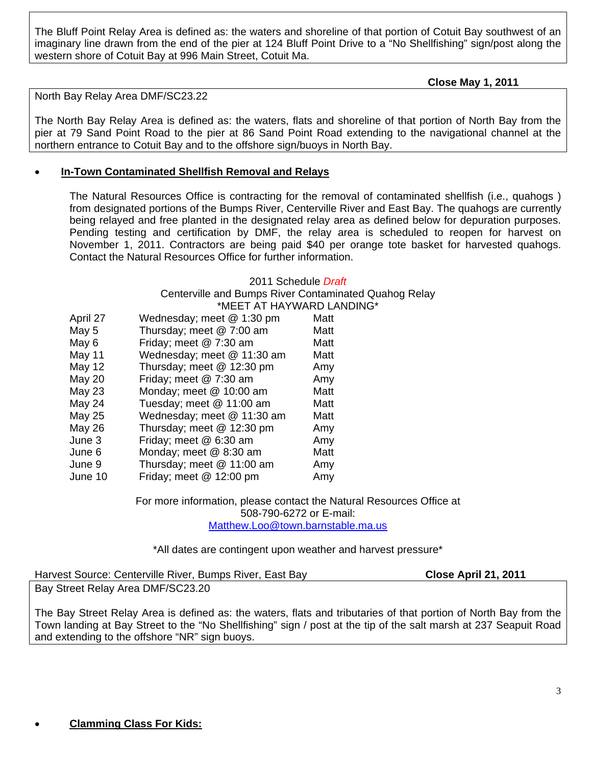The Bluff Point Relay Area is defined as: the waters and shoreline of that portion of Cotuit Bay southwest of an imaginary line drawn from the end of the pier at 124 Bluff Point Drive to a "No Shellfishing" sign/post along the western shore of Cotuit Bay at 996 Main Street, Cotuit Ma.

**Close May 1, 2011**

North Bay Relay Area DMF/SC23.22

The North Bay Relay Area is defined as: the waters, flats and shoreline of that portion of North Bay from the pier at 79 Sand Point Road to the pier at 86 Sand Point Road extending to the navigational channel at the northern entrance to Cotuit Bay and to the offshore sign/buoys in North Bay.

- **In-Town Contaminated Shellfish Removal and Relays**

The Natural Resources Office is contracting for the removal of contaminated shellfish (i.e., quahogs ) from designated portions of the Bumps River, Centerville River and East Bay. The quahogs are currently being relayed and free planted in the designated relay area as defined below for depuration purposes. Pending testing and certification by DMF, the relay area is scheduled to reopen for harvest on November 1, 2011. Contractors are being paid $40 per orange tote basket for harvested quahogs. Contact the Natural Resources Office for further information.

2011 Schedule *Draft*
Centerville and Bumps River Contaminated Quahog Relay
*MEET AT HAYWARD LANDING*

| Date | Day / Time | Contact |
|---|---|---|
| April 27 | Wednesday; meet @ 1:30 pm | Matt |
| May 5 | Thursday; meet @ 7:00 am | Matt |
| May 6 | Friday; meet @ 7:30 am | Matt |
| May 11 | Wednesday; meet @ 11:30 am | Matt |
| May 12 | Thursday; meet @ 12:30 pm | Amy |
| May 20 | Friday; meet @ 7:30 am | Amy |
| May 23 | Monday; meet @ 10:00 am | Matt |
| May 24 | Tuesday; meet @ 11:00 am | Matt |
| May 25 | Wednesday; meet @ 11:30 am | Matt |
| May 26 | Thursday; meet @ 12:30 pm | Amy |
| June 3 | Friday; meet @ 6:30 am | Amy |
| June 6 | Monday; meet @ 8:30 am | Matt |
| June 9 | Thursday; meet @ 11:00 am | Amy |
| June 10 | Friday; meet @ 12:00 pm | Amy |

For more information, please contact the Natural Resources Office at 508-790-6272 or E-mail: Matthew.Loo@town.barnstable.ma.us

*All dates are contingent upon weather and harvest pressure*

Harvest Source: Centerville River, Bumps River, East Bay **Close April 21, 2011**

Bay Street Relay Area DMF/SC23.20

The Bay Street Relay Area is defined as: the waters, flats and tributaries of that portion of North Bay from the Town landing at Bay Street to the "No Shellfishing" sign / post at the tip of the salt marsh at 237 Seapuit Road and extending to the offshore "NR" sign buoys.

- **Clamming Class For Kids:**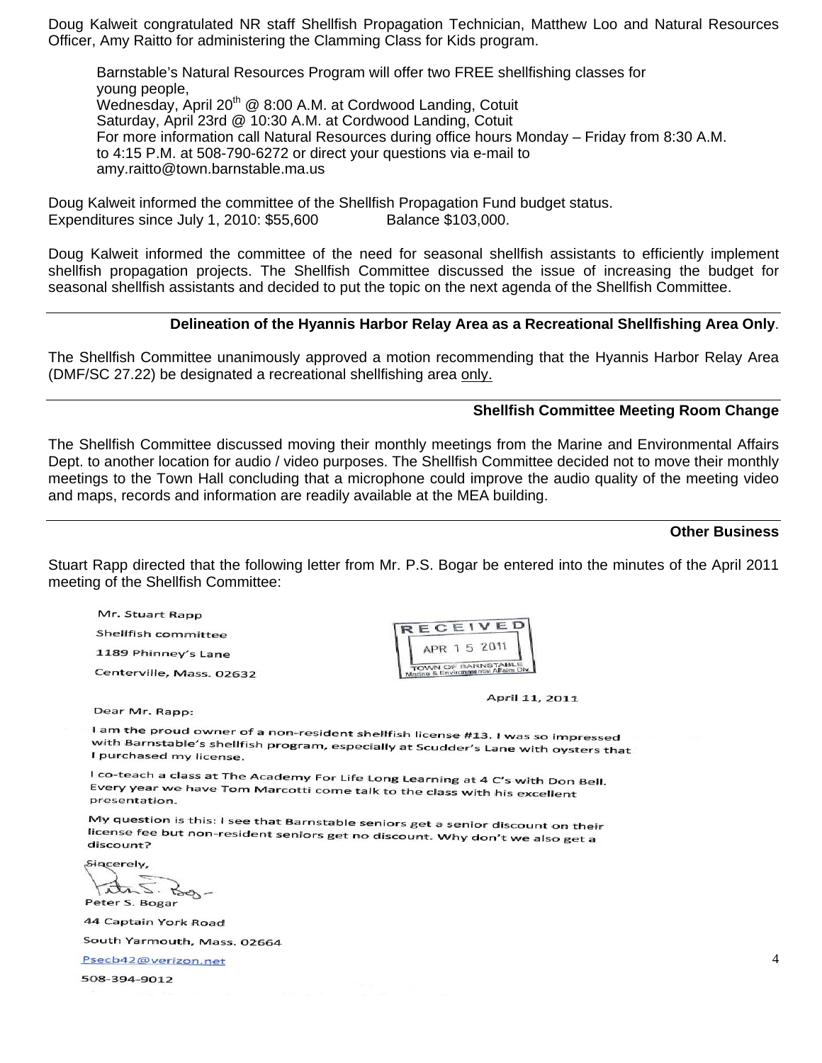Doug Kalweit congratulated NR staff Shellfish Propagation Technician, Matthew Loo and Natural Resources Officer, Amy Raitto for administering the Clamming Class for Kids program.

> Barnstable's Natural Resources Program will offer two FREE shellfishing classes for young people,
> Wednesday, April 20th @ 8:00 A.M. at Cordwood Landing, Cotuit
> Saturday, April 23rd @ 10:30 A.M. at Cordwood Landing, Cotuit
> For more information call Natural Resources during office hours Monday – Friday from 8:30 A.M. to 4:15 P.M. at 508-790-6272 or direct your questions via e-mail to amy.raitto@town.barnstable.ma.us

Doug Kalweit informed the committee of the Shellfish Propagation Fund budget status.
Expenditures since July 1, 2010: $55,600 Balance $103,000.

Doug Kalweit informed the committee of the need for seasonal shellfish assistants to efficiently implement shellfish propagation projects. The Shellfish Committee discussed the issue of increasing the budget for seasonal shellfish assistants and decided to put the topic on the next agenda of the Shellfish Committee.

---

**Delineation of the Hyannis Harbor Relay Area as a Recreational Shellfishing Area Only**.

The Shellfish Committee unanimously approved a motion recommending that the Hyannis Harbor Relay Area (DMF/SC 27.22) be designated a recreational shellfishing area only.

---

**Shellfish Committee Meeting Room Change**

The Shellfish Committee discussed moving their monthly meetings from the Marine and Environmental Affairs Dept. to another location for audio / video purposes. The Shellfish Committee decided not to move their monthly meetings to the Town Hall concluding that a microphone could improve the audio quality of the meeting video and maps, records and information are readily available at the MEA building.

---

**Other Business**

Stuart Rapp directed that the following letter from Mr. P.S. Bogar be entered into the minutes of the April 2011 meeting of the Shellfish Committee:

Mr. Stuart Rapp
Shellfish committee
1189 Phinney's Lane
Centerville, Mass. 02632

RECEIVED
APR 15 2011
TOWN OF BARNSTABLE
Marine & Environmental Affairs Div.

April 11, 2011

Dear Mr. Rapp:

I am the proud owner of a non-resident shellfish license #13. I was so impressed with Barnstable's shellfish program, especially at Scudder's Lane with oysters that I purchased my license.

I co-teach a class at The Academy For Life Long Learning at 4 C's with Don Bell. Every year we have Tom Marcotti come talk to the class with his excellent presentation.

My question is this: I see that Barnstable seniors get a senior discount on their license fee but non-resident seniors get no discount. Why don't we also get a discount?

Sincerely,

Peter S. Bogar
44 Captain York Road
South Yarmouth, Mass. 02664
Psecb42@verizon.net
508-394-9012